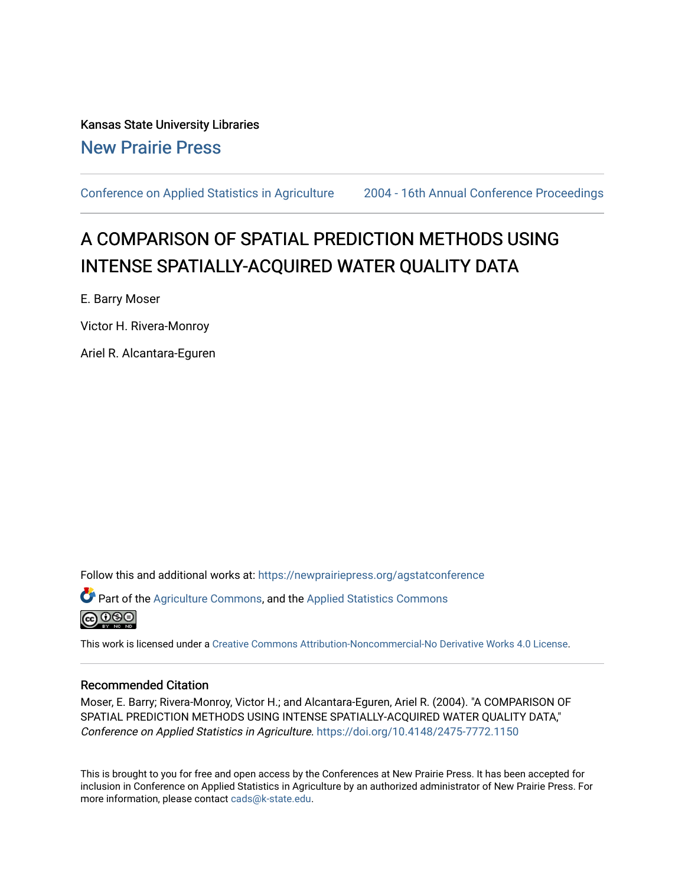Kansas State University Libraries

New Prairie Press

Conference on Applied Statistics in Agriculture    2004 - 16th Annual Conference Proceedings

# A COMPARISON OF SPATIAL PREDICTION METHODS USING INTENSE SPATIALLY-ACQUIRED WATER QUALITY DATA

E. Barry Moser

Victor H. Rivera-Monroy

Ariel R. Alcantara-Eguren

Follow this and additional works at: https://newprairiepress.org/agstatconference

Part of the Agriculture Commons, and the Applied Statistics Commons

This work is licensed under a Creative Commons Attribution-Noncommercial-No Derivative Works 4.0 License.

## Recommended Citation

Moser, E. Barry; Rivera-Monroy, Victor H.; and Alcantara-Eguren, Ariel R. (2004). "A COMPARISON OF SPATIAL PREDICTION METHODS USING INTENSE SPATIALLY-ACQUIRED WATER QUALITY DATA," *Conference on Applied Statistics in Agriculture*. https://doi.org/10.4148/2475-7772.1150

This is brought to you for free and open access by the Conferences at New Prairie Press. It has been accepted for inclusion in Conference on Applied Statistics in Agriculture by an authorized administrator of New Prairie Press. For more information, please contact cads@k-state.edu.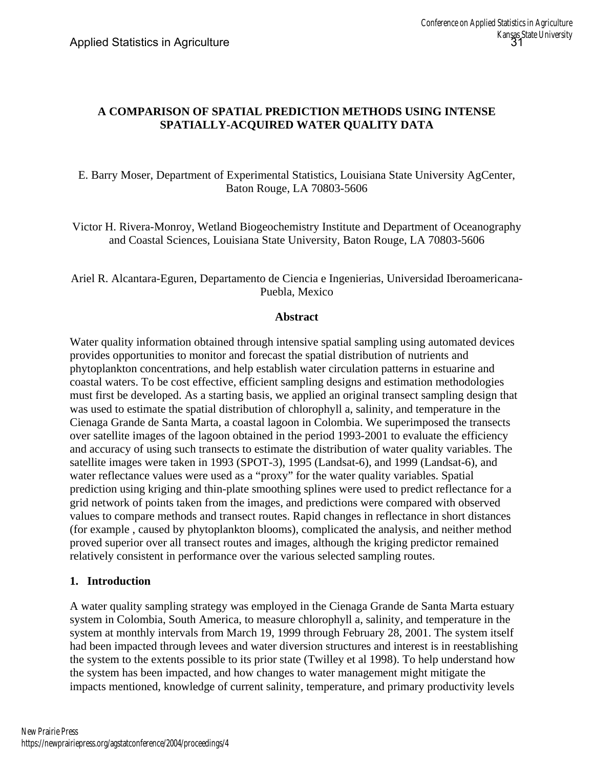**A COMPARISON OF SPATIAL PREDICTION METHODS USING INTENSE SPATIALLY-ACQUIRED WATER QUALITY DATA**

E. Barry Moser, Department of Experimental Statistics, Louisiana State University AgCenter, Baton Rouge, LA 70803-5606

Victor H. Rivera-Monroy, Wetland Biogeochemistry Institute and Department of Oceanography and Coastal Sciences, Louisiana State University, Baton Rouge, LA 70803-5606

Ariel R. Alcantara-Eguren, Departamento de Ciencia e Ingenierias, Universidad Iberoamericana-Puebla, Mexico

## Abstract

Water quality information obtained through intensive spatial sampling using automated devices provides opportunities to monitor and forecast the spatial distribution of nutrients and phytoplankton concentrations, and help establish water circulation patterns in estuarine and coastal waters. To be cost effective, efficient sampling designs and estimation methodologies must first be developed. As a starting basis, we applied an original transect sampling design that was used to estimate the spatial distribution of chlorophyll a, salinity, and temperature in the Cienaga Grande de Santa Marta, a coastal lagoon in Colombia. We superimposed the transects over satellite images of the lagoon obtained in the period 1993-2001 to evaluate the efficiency and accuracy of using such transects to estimate the distribution of water quality variables. The satellite images were taken in 1993 (SPOT-3), 1995 (Landsat-6), and 1999 (Landsat-6), and water reflectance values were used as a "proxy" for the water quality variables. Spatial prediction using kriging and thin-plate smoothing splines were used to predict reflectance for a grid network of points taken from the images, and predictions were compared with observed values to compare methods and transect routes. Rapid changes in reflectance in short distances (for example , caused by phytoplankton blooms), complicated the analysis, and neither method proved superior over all transect routes and images, although the kriging predictor remained relatively consistent in performance over the various selected sampling routes.

## 1. Introduction

A water quality sampling strategy was employed in the Cienaga Grande de Santa Marta estuary system in Colombia, South America, to measure chlorophyll a, salinity, and temperature in the system at monthly intervals from March 19, 1999 through February 28, 2001. The system itself had been impacted through levees and water diversion structures and interest is in reestablishing the system to the extents possible to its prior state (Twilley et al 1998). To help understand how the system has been impacted, and how changes to water management might mitigate the impacts mentioned, knowledge of current salinity, temperature, and primary productivity levels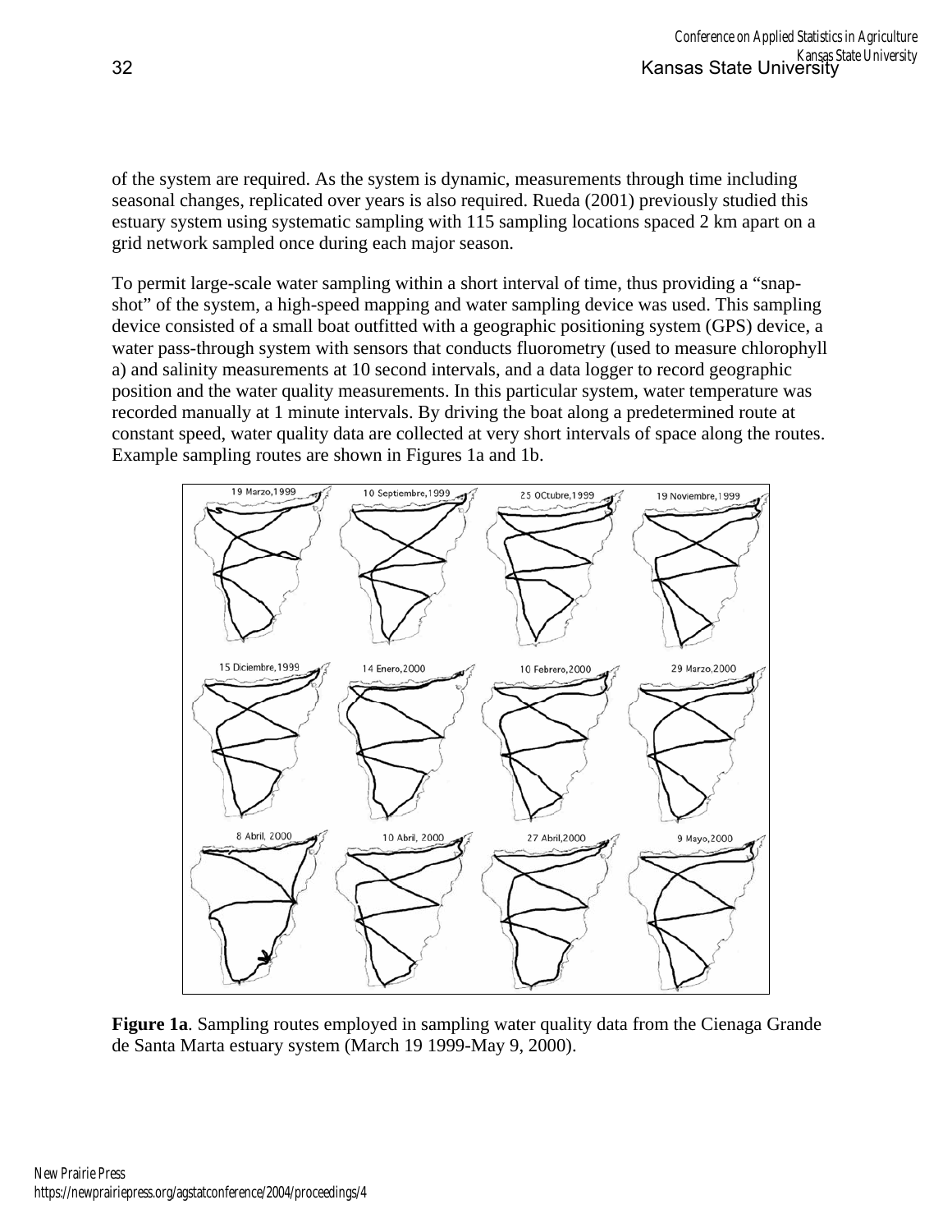of the system are required. As the system is dynamic, measurements through time including seasonal changes, replicated over years is also required. Rueda (2001) previously studied this estuary system using systematic sampling with 115 sampling locations spaced 2 km apart on a grid network sampled once during each major season.

To permit large-scale water sampling within a short interval of time, thus providing a "snap-shot" of the system, a high-speed mapping and water sampling device was used. This sampling device consisted of a small boat outfitted with a geographic positioning system (GPS) device, a water pass-through system with sensors that conducts fluorometry (used to measure chlorophyll a) and salinity measurements at 10 second intervals, and a data logger to record geographic position and the water quality measurements. In this particular system, water temperature was recorded manually at 1 minute intervals. By driving the boat along a predetermined route at constant speed, water quality data are collected at very short intervals of space along the routes. Example sampling routes are shown in Figures 1a and 1b.

**Figure 1a**. Sampling routes employed in sampling water quality data from the Cienaga Grande de Santa Marta estuary system (March 19 1999-May 9, 2000).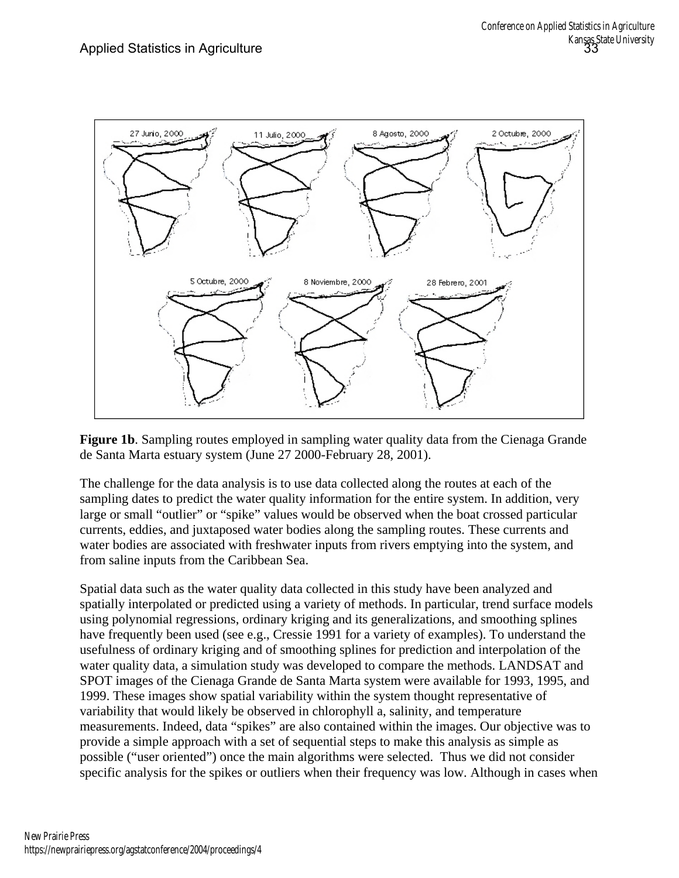**Figure 1b**. Sampling routes employed in sampling water quality data from the Cienaga Grande de Santa Marta estuary system (June 27 2000-February 28, 2001).

The challenge for the data analysis is to use data collected along the routes at each of the sampling dates to predict the water quality information for the entire system. In addition, very large or small "outlier" or "spike" values would be observed when the boat crossed particular currents, eddies, and juxtaposed water bodies along the sampling routes. These currents and water bodies are associated with freshwater inputs from rivers emptying into the system, and from saline inputs from the Caribbean Sea.

Spatial data such as the water quality data collected in this study have been analyzed and spatially interpolated or predicted using a variety of methods. In particular, trend surface models using polynomial regressions, ordinary kriging and its generalizations, and smoothing splines have frequently been used (see e.g., Cressie 1991 for a variety of examples). To understand the usefulness of ordinary kriging and of smoothing splines for prediction and interpolation of the water quality data, a simulation study was developed to compare the methods. LANDSAT and SPOT images of the Cienaga Grande de Santa Marta system were available for 1993, 1995, and 1999. These images show spatial variability within the system thought representative of variability that would likely be observed in chlorophyll a, salinity, and temperature measurements. Indeed, data "spikes" are also contained within the images. Our objective was to provide a simple approach with a set of sequential steps to make this analysis as simple as possible ("user oriented") once the main algorithms were selected. Thus we did not consider specific analysis for the spikes or outliers when their frequency was low. Although in cases when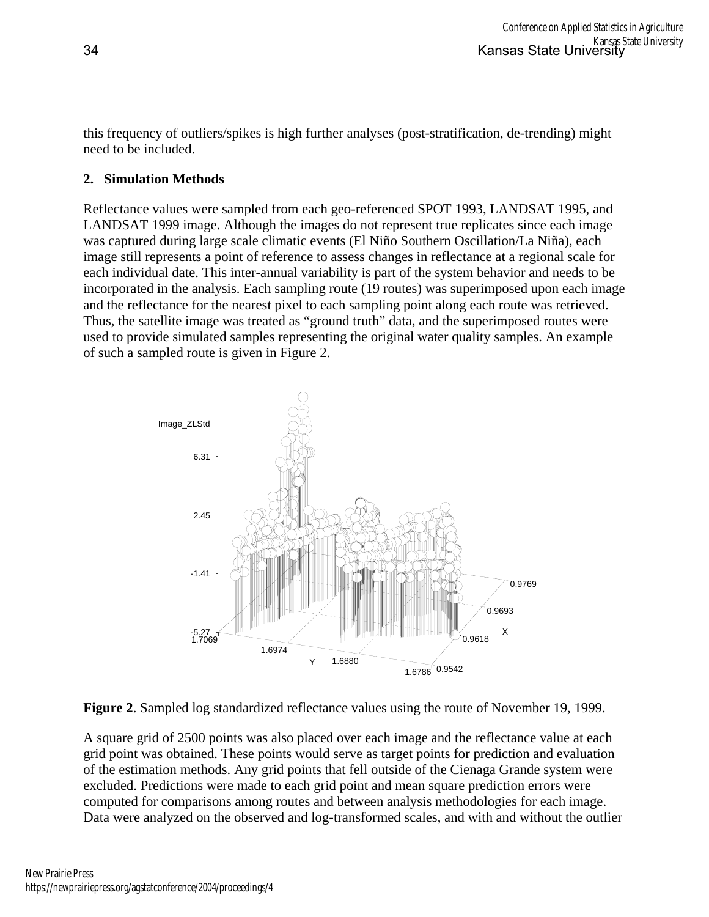this frequency of outliers/spikes is high further analyses (post-stratification, de-trending) might need to be included.

## 2. Simulation Methods

Reflectance values were sampled from each geo-referenced SPOT 1993, LANDSAT 1995, and LANDSAT 1999 image. Although the images do not represent true replicates since each image was captured during large scale climatic events (El Niño Southern Oscillation/La Niña), each image still represents a point of reference to assess changes in reflectance at a regional scale for each individual date. This inter-annual variability is part of the system behavior and needs to be incorporated in the analysis. Each sampling route (19 routes) was superimposed upon each image and the reflectance for the nearest pixel to each sampling point along each route was retrieved. Thus, the satellite image was treated as "ground truth" data, and the superimposed routes were used to provide simulated samples representing the original water quality samples. An example of such a sampled route is given in Figure 2.

**Figure 2**. Sampled log standardized reflectance values using the route of November 19, 1999.

A square grid of 2500 points was also placed over each image and the reflectance value at each grid point was obtained. These points would serve as target points for prediction and evaluation of the estimation methods. Any grid points that fell outside of the Cienaga Grande system were excluded. Predictions were made to each grid point and mean square prediction errors were computed for comparisons among routes and between analysis methodologies for each image. Data were analyzed on the observed and log-transformed scales, and with and without the outlier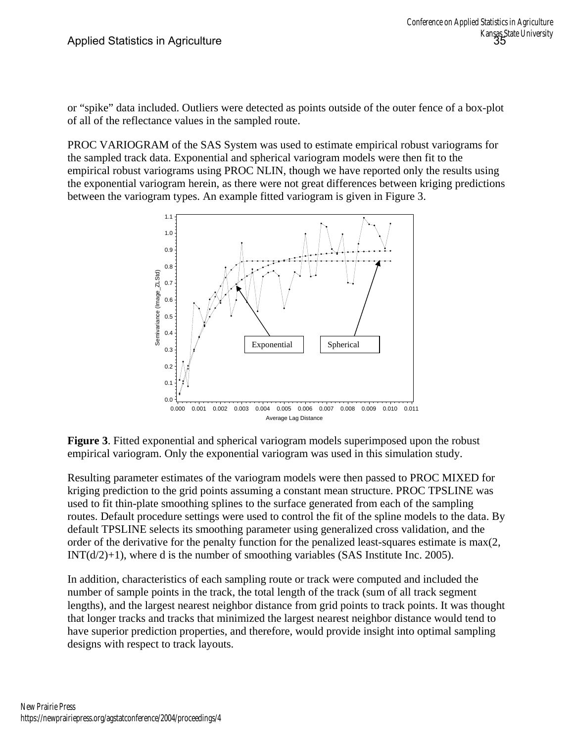or “spike” data included. Outliers were detected as points outside of the outer fence of a box-plot of all of the reflectance values in the sampled route.

PROC VARIOGRAM of the SAS System was used to estimate empirical robust variograms for the sampled track data. Exponential and spherical variogram models were then fit to the empirical robust variograms using PROC NLIN, though we have reported only the results using the exponential variogram herein, as there were not great differences between kriging predictions between the variogram types. An example fitted variogram is given in Figure 3.

**Figure 3**. Fitted exponential and spherical variogram models superimposed upon the robust empirical variogram. Only the exponential variogram was used in this simulation study.

Resulting parameter estimates of the variogram models were then passed to PROC MIXED for kriging prediction to the grid points assuming a constant mean structure. PROC TPSLINE was used to fit thin-plate smoothing splines to the surface generated from each of the sampling routes. Default procedure settings were used to control the fit of the spline models to the data. By default TPSLINE selects its smoothing parameter using generalized cross validation, and the order of the derivative for the penalty function for the penalized least-squares estimate is max(2, INT(d/2)+1), where d is the number of smoothing variables (SAS Institute Inc. 2005).

In addition, characteristics of each sampling route or track were computed and included the number of sample points in the track, the total length of the track (sum of all track segment lengths), and the largest nearest neighbor distance from grid points to track points. It was thought that longer tracks and tracks that minimized the largest nearest neighbor distance would tend to have superior prediction properties, and therefore, would provide insight into optimal sampling designs with respect to track layouts.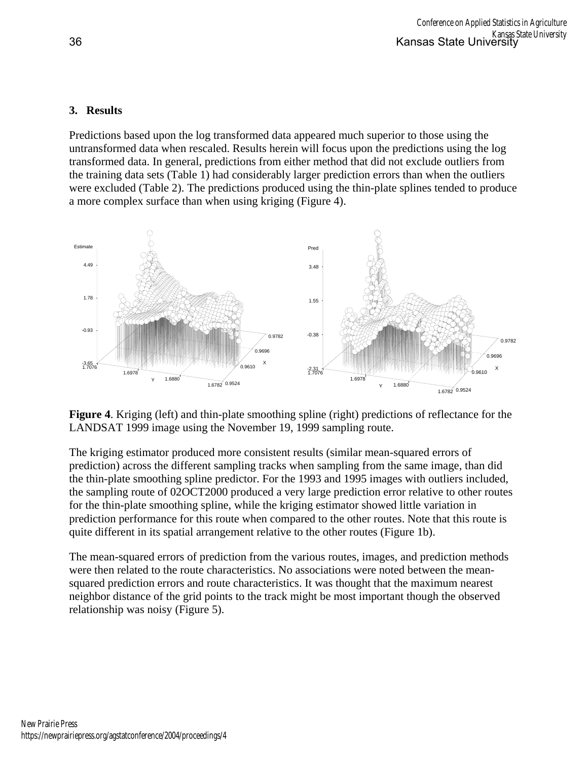## 3. Results

Predictions based upon the log transformed data appeared much superior to those using the untransformed data when rescaled. Results herein will focus upon the predictions using the log transformed data. In general, predictions from either method that did not exclude outliers from the training data sets (Table 1) had considerably larger prediction errors than when the outliers were excluded (Table 2). The predictions produced using the thin-plate splines tended to produce a more complex surface than when using kriging (Figure 4).

**Figure 4**. Kriging (left) and thin-plate smoothing spline (right) predictions of reflectance for the LANDSAT 1999 image using the November 19, 1999 sampling route.

The kriging estimator produced more consistent results (similar mean-squared errors of prediction) across the different sampling tracks when sampling from the same image, than did the thin-plate smoothing spline predictor. For the 1993 and 1995 images with outliers included, the sampling route of 02OCT2000 produced a very large prediction error relative to other routes for the thin-plate smoothing spline, while the kriging estimator showed little variation in prediction performance for this route when compared to the other routes. Note that this route is quite different in its spatial arrangement relative to the other routes (Figure 1b).

The mean-squared errors of prediction from the various routes, images, and prediction methods were then related to the route characteristics. No associations were noted between the mean-squared prediction errors and route characteristics. It was thought that the maximum nearest neighbor distance of the grid points to the track might be most important though the observed relationship was noisy (Figure 5).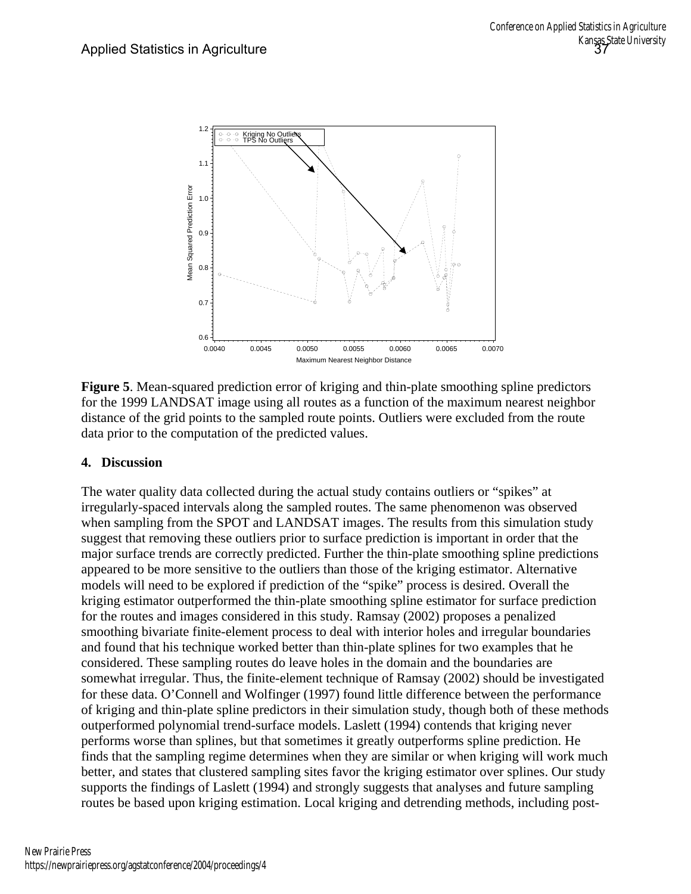**Figure 5**. Mean-squared prediction error of kriging and thin-plate smoothing spline predictors for the 1999 LANDSAT image using all routes as a function of the maximum nearest neighbor distance of the grid points to the sampled route points. Outliers were excluded from the route data prior to the computation of the predicted values.

## 4. Discussion

The water quality data collected during the actual study contains outliers or "spikes" at irregularly-spaced intervals along the sampled routes. The same phenomenon was observed when sampling from the SPOT and LANDSAT images. The results from this simulation study suggest that removing these outliers prior to surface prediction is important in order that the major surface trends are correctly predicted. Further the thin-plate smoothing spline predictions appeared to be more sensitive to the outliers than those of the kriging estimator. Alternative models will need to be explored if prediction of the "spike" process is desired. Overall the kriging estimator outperformed the thin-plate smoothing spline estimator for surface prediction for the routes and images considered in this study. Ramsay (2002) proposes a penalized smoothing bivariate finite-element process to deal with interior holes and irregular boundaries and found that his technique worked better than thin-plate splines for two examples that he considered. These sampling routes do leave holes in the domain and the boundaries are somewhat irregular. Thus, the finite-element technique of Ramsay (2002) should be investigated for these data. O'Connell and Wolfinger (1997) found little difference between the performance of kriging and thin-plate spline predictors in their simulation study, though both of these methods outperformed polynomial trend-surface models. Laslett (1994) contends that kriging never performs worse than splines, but that sometimes it greatly outperforms spline prediction. He finds that the sampling regime determines when they are similar or when kriging will work much better, and states that clustered sampling sites favor the kriging estimator over splines. Our study supports the findings of Laslett (1994) and strongly suggests that analyses and future sampling routes be based upon kriging estimation. Local kriging and detrending methods, including post-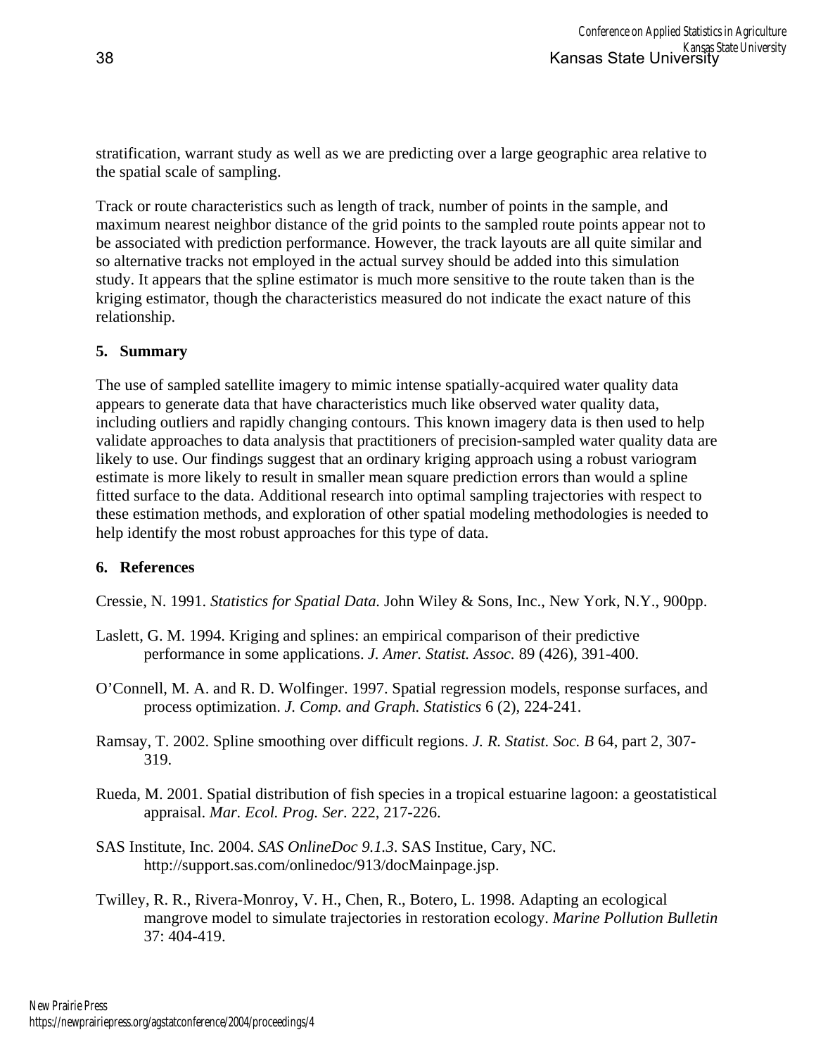stratification, warrant study as well as we are predicting over a large geographic area relative to the spatial scale of sampling.

Track or route characteristics such as length of track, number of points in the sample, and maximum nearest neighbor distance of the grid points to the sampled route points appear not to be associated with prediction performance. However, the track layouts are all quite similar and so alternative tracks not employed in the actual survey should be added into this simulation study. It appears that the spline estimator is much more sensitive to the route taken than is the kriging estimator, though the characteristics measured do not indicate the exact nature of this relationship.

## 5. Summary

The use of sampled satellite imagery to mimic intense spatially-acquired water quality data appears to generate data that have characteristics much like observed water quality data, including outliers and rapidly changing contours. This known imagery data is then used to help validate approaches to data analysis that practitioners of precision-sampled water quality data are likely to use. Our findings suggest that an ordinary kriging approach using a robust variogram estimate is more likely to result in smaller mean square prediction errors than would a spline fitted surface to the data. Additional research into optimal sampling trajectories with respect to these estimation methods, and exploration of other spatial modeling methodologies is needed to help identify the most robust approaches for this type of data.

## 6. References

Cressie, N. 1991. *Statistics for Spatial Data.* John Wiley & Sons, Inc., New York, N.Y., 900pp.

Laslett, G. M. 1994. Kriging and splines: an empirical comparison of their predictive performance in some applications. *J. Amer. Statist. Assoc.* 89 (426), 391-400.

O'Connell, M. A. and R. D. Wolfinger. 1997. Spatial regression models, response surfaces, and process optimization. *J. Comp. and Graph. Statistics* 6 (2), 224-241.

Ramsay, T. 2002. Spline smoothing over difficult regions. *J. R. Statist. Soc. B* 64, part 2, 307-319.

Rueda, M. 2001. Spatial distribution of fish species in a tropical estuarine lagoon: a geostatistical appraisal. *Mar. Ecol. Prog. Ser.* 222, 217-226.

SAS Institute, Inc. 2004. *SAS OnlineDoc 9.1.3*. SAS Institue, Cary, NC. http://support.sas.com/onlinedoc/913/docMainpage.jsp.

Twilley, R. R., Rivera-Monroy, V. H., Chen, R., Botero, L. 1998. Adapting an ecological mangrove model to simulate trajectories in restoration ecology. *Marine Pollution Bulletin* 37: 404-419.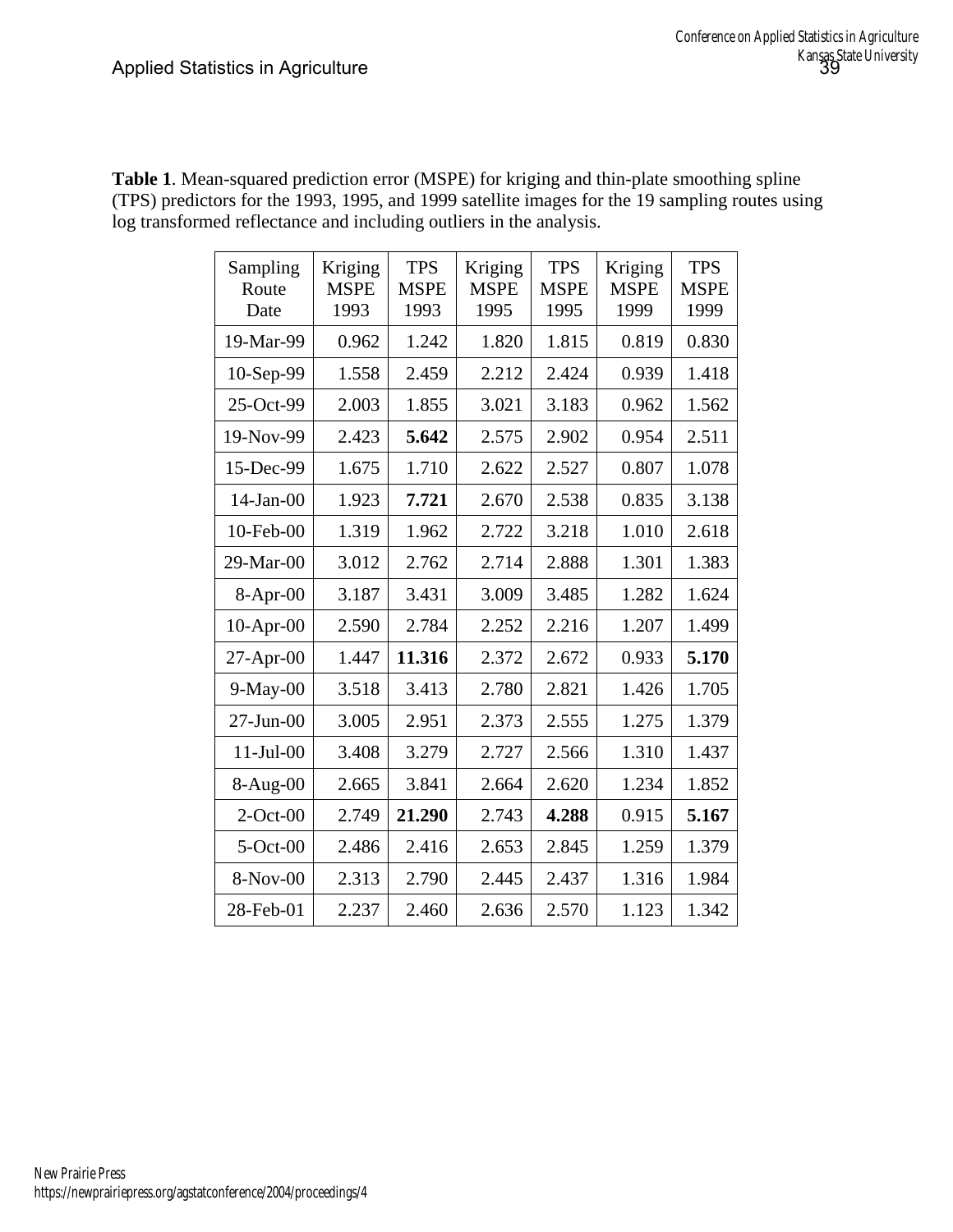**Table 1**. Mean-squared prediction error (MSPE) for kriging and thin-plate smoothing spline (TPS) predictors for the 1993, 1995, and 1999 satellite images for the 19 sampling routes using log transformed reflectance and including outliers in the analysis.

| Sampling Route Date | Kriging MSPE 1993 | TPS MSPE 1993 | Kriging MSPE 1995 | TPS MSPE 1995 | Kriging MSPE 1999 | TPS MSPE 1999 |
|---|---|---|---|---|---|---|
| 19-Mar-99 | 0.962 | 1.242 | 1.820 | 1.815 | 0.819 | 0.830 |
| 10-Sep-99 | 1.558 | 2.459 | 2.212 | 2.424 | 0.939 | 1.418 |
| 25-Oct-99 | 2.003 | 1.855 | 3.021 | 3.183 | 0.962 | 1.562 |
| 19-Nov-99 | 2.423 | **5.642** | 2.575 | 2.902 | 0.954 | 2.511 |
| 15-Dec-99 | 1.675 | 1.710 | 2.622 | 2.527 | 0.807 | 1.078 |
| 14-Jan-00 | 1.923 | **7.721** | 2.670 | 2.538 | 0.835 | 3.138 |
| 10-Feb-00 | 1.319 | 1.962 | 2.722 | 3.218 | 1.010 | 2.618 |
| 29-Mar-00 | 3.012 | 2.762 | 2.714 | 2.888 | 1.301 | 1.383 |
| 8-Apr-00 | 3.187 | 3.431 | 3.009 | 3.485 | 1.282 | 1.624 |
| 10-Apr-00 | 2.590 | 2.784 | 2.252 | 2.216 | 1.207 | 1.499 |
| 27-Apr-00 | 1.447 | **11.316** | 2.372 | 2.672 | 0.933 | **5.170** |
| 9-May-00 | 3.518 | 3.413 | 2.780 | 2.821 | 1.426 | 1.705 |
| 27-Jun-00 | 3.005 | 2.951 | 2.373 | 2.555 | 1.275 | 1.379 |
| 11-Jul-00 | 3.408 | 3.279 | 2.727 | 2.566 | 1.310 | 1.437 |
| 8-Aug-00 | 2.665 | 3.841 | 2.664 | 2.620 | 1.234 | 1.852 |
| 2-Oct-00 | 2.749 | **21.290** | 2.743 | **4.288** | 0.915 | **5.167** |
| 5-Oct-00 | 2.486 | 2.416 | 2.653 | 2.845 | 1.259 | 1.379 |
| 8-Nov-00 | 2.313 | 2.790 | 2.445 | 2.437 | 1.316 | 1.984 |
| 28-Feb-01 | 2.237 | 2.460 | 2.636 | 2.570 | 1.123 | 1.342 |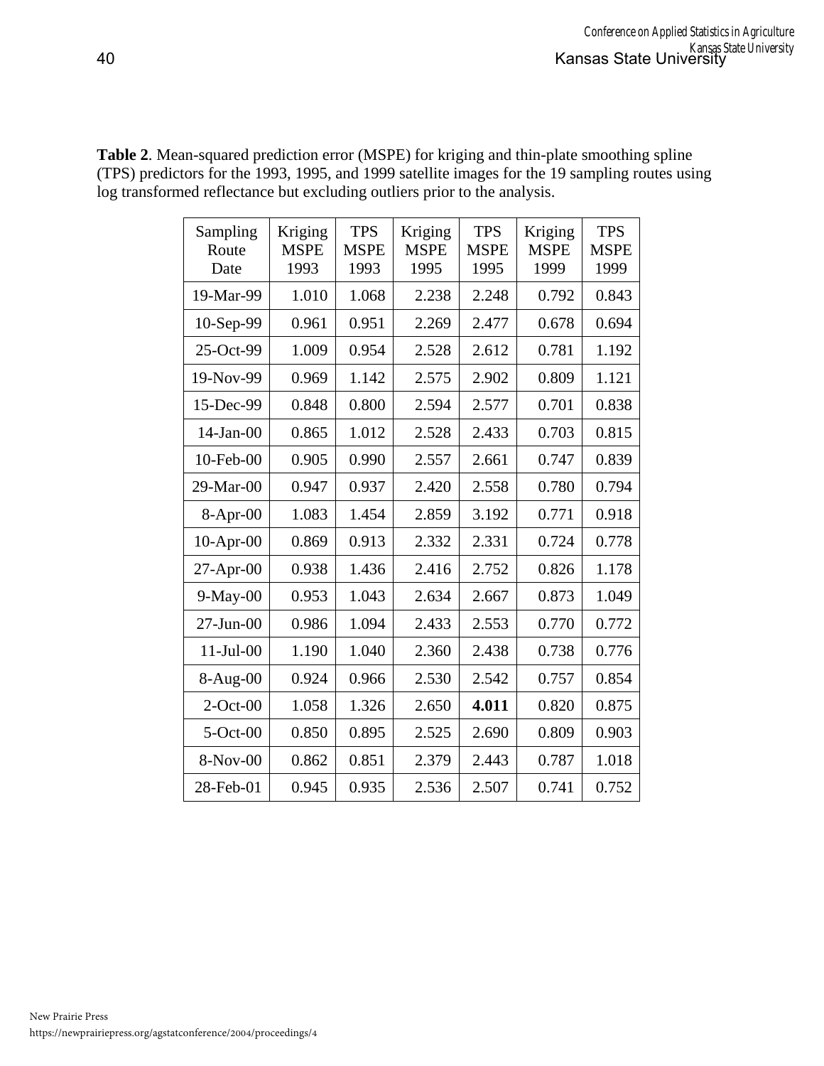**Table 2**. Mean-squared prediction error (MSPE) for kriging and thin-plate smoothing spline (TPS) predictors for the 1993, 1995, and 1999 satellite images for the 19 sampling routes using log transformed reflectance but excluding outliers prior to the analysis.

| Sampling Route Date | Kriging MSPE 1993 | TPS MSPE 1993 | Kriging MSPE 1995 | TPS MSPE 1995 | Kriging MSPE 1999 | TPS MSPE 1999 |
|---|---|---|---|---|---|---|
| 19-Mar-99 | 1.010 | 1.068 | 2.238 | 2.248 | 0.792 | 0.843 |
| 10-Sep-99 | 0.961 | 0.951 | 2.269 | 2.477 | 0.678 | 0.694 |
| 25-Oct-99 | 1.009 | 0.954 | 2.528 | 2.612 | 0.781 | 1.192 |
| 19-Nov-99 | 0.969 | 1.142 | 2.575 | 2.902 | 0.809 | 1.121 |
| 15-Dec-99 | 0.848 | 0.800 | 2.594 | 2.577 | 0.701 | 0.838 |
| 14-Jan-00 | 0.865 | 1.012 | 2.528 | 2.433 | 0.703 | 0.815 |
| 10-Feb-00 | 0.905 | 0.990 | 2.557 | 2.661 | 0.747 | 0.839 |
| 29-Mar-00 | 0.947 | 0.937 | 2.420 | 2.558 | 0.780 | 0.794 |
| 8-Apr-00 | 1.083 | 1.454 | 2.859 | 3.192 | 0.771 | 0.918 |
| 10-Apr-00 | 0.869 | 0.913 | 2.332 | 2.331 | 0.724 | 0.778 |
| 27-Apr-00 | 0.938 | 1.436 | 2.416 | 2.752 | 0.826 | 1.178 |
| 9-May-00 | 0.953 | 1.043 | 2.634 | 2.667 | 0.873 | 1.049 |
| 27-Jun-00 | 0.986 | 1.094 | 2.433 | 2.553 | 0.770 | 0.772 |
| 11-Jul-00 | 1.190 | 1.040 | 2.360 | 2.438 | 0.738 | 0.776 |
| 8-Aug-00 | 0.924 | 0.966 | 2.530 | 2.542 | 0.757 | 0.854 |
| 2-Oct-00 | 1.058 | 1.326 | 2.650 | **4.011** | 0.820 | 0.875 |
| 5-Oct-00 | 0.850 | 0.895 | 2.525 | 2.690 | 0.809 | 0.903 |
| 8-Nov-00 | 0.862 | 0.851 | 2.379 | 2.443 | 0.787 | 1.018 |
| 28-Feb-01 | 0.945 | 0.935 | 2.536 | 2.507 | 0.741 | 0.752 |